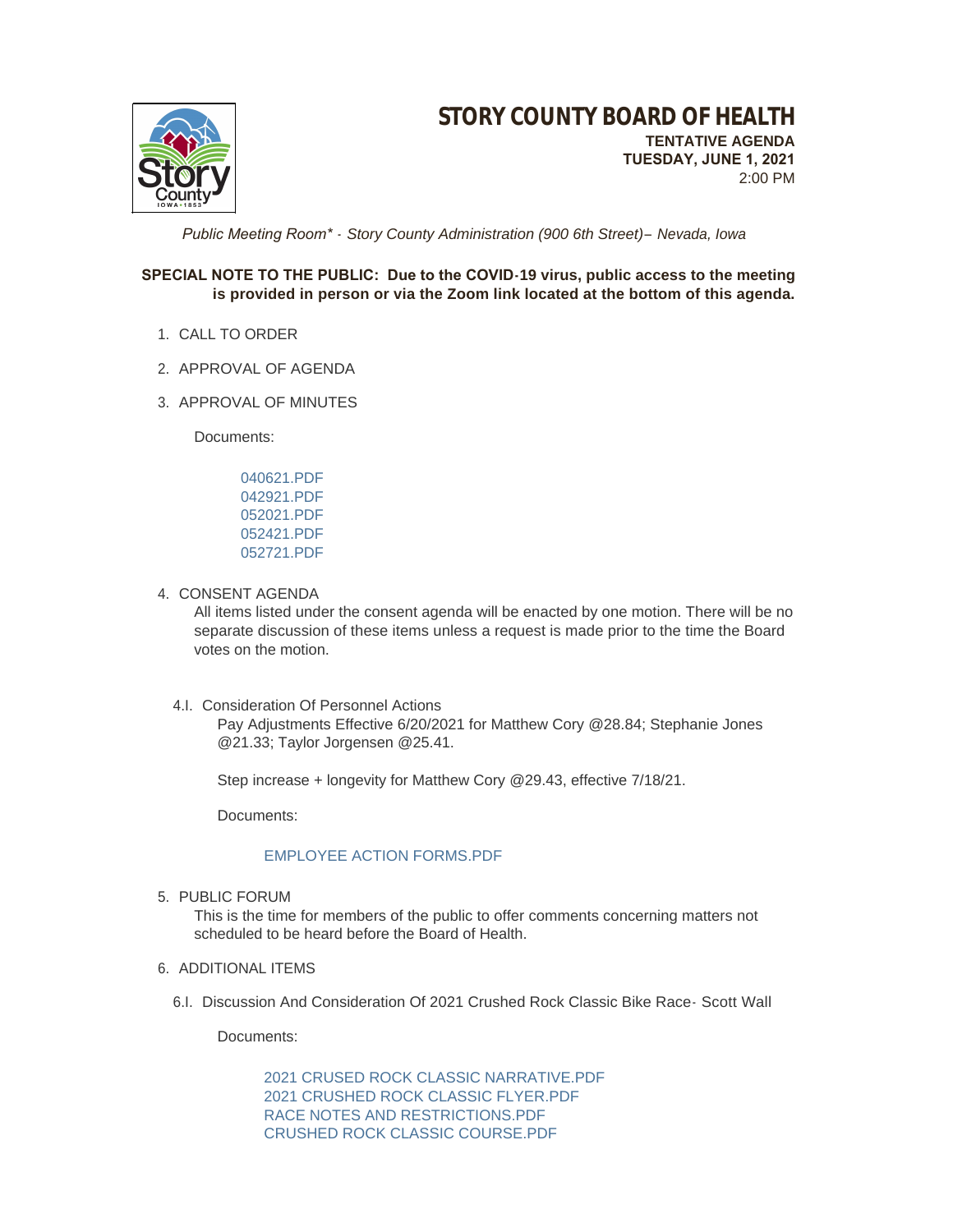# STORY COUNTY BOARD OF HEALTH

**TENTATIVE AGENDA**
**TUESDAY, JUNE 1, 2021**
2:00 PM

*Public Meeting Room\* - Story County Administration (900 6th Street)– Nevada, Iowa*

**SPECIAL NOTE TO THE PUBLIC: Due to the COVID-19 virus, public access to the meeting is provided in person or via the Zoom link located at the bottom of this agenda.**

1. CALL TO ORDER
2. APPROVAL OF AGENDA
3. APPROVAL OF MINUTES

   Documents:

   040621.PDF
   042921.PDF
   052021.PDF
   052421.PDF
   052721.PDF

4. CONSENT AGENDA

   All items listed under the consent agenda will be enacted by one motion. There will be no separate discussion of these items unless a request is made prior to the time the Board votes on the motion.

   4.I. Consideration Of Personnel Actions

   Pay Adjustments Effective 6/20/2021 for Matthew Cory @28.84; Stephanie Jones @21.33; Taylor Jorgensen @25.41.

   Step increase + longevity for Matthew Cory @29.43, effective 7/18/21.

   Documents:

   EMPLOYEE ACTION FORMS.PDF

5. PUBLIC FORUM

   This is the time for members of the public to offer comments concerning matters not scheduled to be heard before the Board of Health.

6. ADDITIONAL ITEMS

   6.I. Discussion And Consideration Of 2021 Crushed Rock Classic Bike Race- Scott Wall

   Documents:

   2021 CRUSED ROCK CLASSIC NARRATIVE.PDF
   2021 CRUSHED ROCK CLASSIC FLYER.PDF
   RACE NOTES AND RESTRICTIONS.PDF
   CRUSHED ROCK CLASSIC COURSE.PDF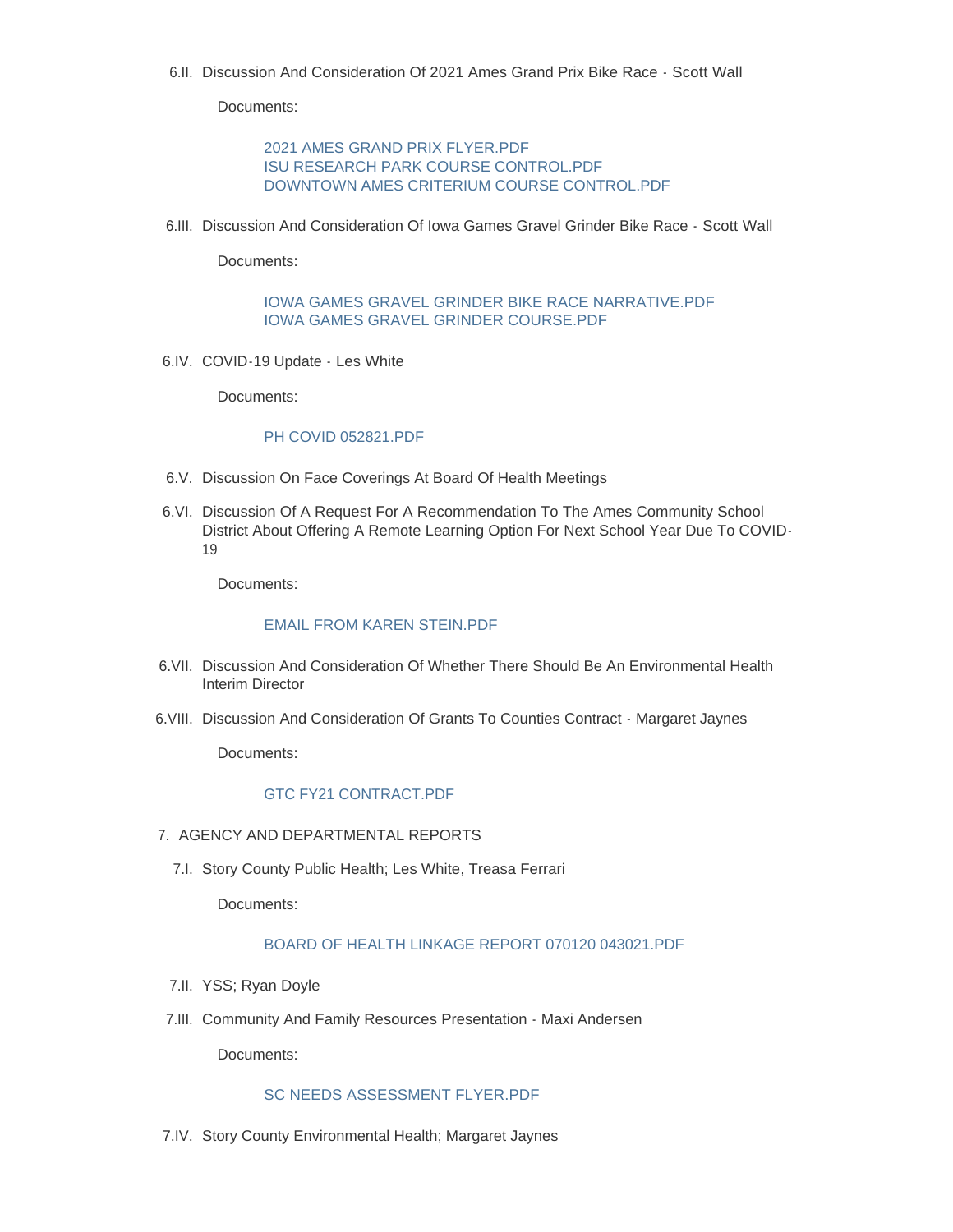6.II. Discussion And Consideration Of 2021 Ames Grand Prix Bike Race - Scott Wall

Documents:

- 2021 AMES GRAND PRIX FLYER.PDF
- ISU RESEARCH PARK COURSE CONTROL.PDF
- DOWNTOWN AMES CRITERIUM COURSE CONTROL.PDF

6.III. Discussion And Consideration Of Iowa Games Gravel Grinder Bike Race - Scott Wall

Documents:

- IOWA GAMES GRAVEL GRINDER BIKE RACE NARRATIVE.PDF
- IOWA GAMES GRAVEL GRINDER COURSE.PDF

6.IV. COVID-19 Update - Les White

Documents:

- PH COVID 052821.PDF

6.V. Discussion On Face Coverings At Board Of Health Meetings

6.VI. Discussion Of A Request For A Recommendation To The Ames Community School District About Offering A Remote Learning Option For Next School Year Due To COVID-19

Documents:

- EMAIL FROM KAREN STEIN.PDF

6.VII. Discussion And Consideration Of Whether There Should Be An Environmental Health Interim Director

6.VIII. Discussion And Consideration Of Grants To Counties Contract - Margaret Jaynes

Documents:

- GTC FY21 CONTRACT.PDF

7. AGENCY AND DEPARTMENTAL REPORTS

7.I. Story County Public Health; Les White, Treasa Ferrari

Documents:

- BOARD OF HEALTH LINKAGE REPORT 070120 043021.PDF

7.II. YSS; Ryan Doyle

7.III. Community And Family Resources Presentation - Maxi Andersen

Documents:

- SC NEEDS ASSESSMENT FLYER.PDF

7.IV. Story County Environmental Health; Margaret Jaynes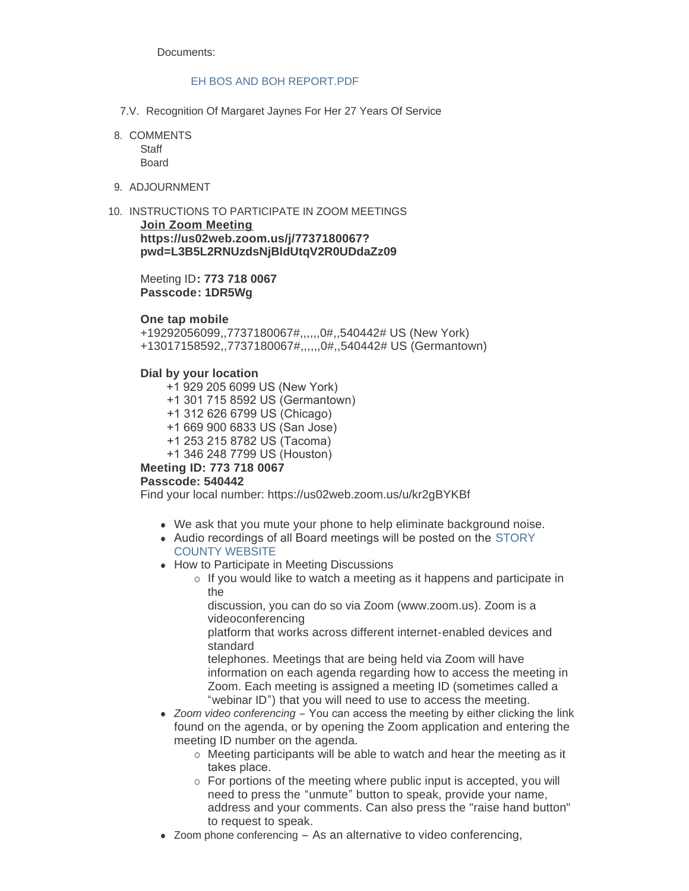Documents:

EH BOS AND BOH REPORT.PDF

7.V. Recognition Of Margaret Jaynes For Her 27 Years Of Service

8. COMMENTS
   Staff
   Board

9. ADJOURNMENT

10. INSTRUCTIONS TO PARTICIPATE IN ZOOM MEETINGS

**Join Zoom Meeting**
**https://us02web.zoom.us/j/7737180067?pwd=L3B5L2RNUzdsNjBldUtqV2R0UDdaZz09**

Meeting ID**: 773 718 0067**
**Passcode: 1DR5Wg**

**One tap mobile**
+19292056099,,7737180067#,,,,,,0#,,540442# US (New York)
+13017158592,,7737180067#,,,,,,0#,,540442# US (Germantown)

**Dial by your location**
+1 929 205 6099 US (New York)
+1 301 715 8592 US (Germantown)
+1 312 626 6799 US (Chicago)
+1 669 900 6833 US (San Jose)
+1 253 215 8782 US (Tacoma)
+1 346 248 7799 US (Houston)
**Meeting ID: 773 718 0067**
**Passcode: 540442**
Find your local number: https://us02web.zoom.us/u/kr2gBYKBf

- We ask that you mute your phone to help eliminate background noise.
- Audio recordings of all Board meetings will be posted on the STORY COUNTY WEBSITE
- How to Participate in Meeting Discussions
  - If you would like to watch a meeting as it happens and participate in the discussion, you can do so via Zoom (www.zoom.us). Zoom is a videoconferencing platform that works across different internet-enabled devices and standard telephones. Meetings that are being held via Zoom will have information on each agenda regarding how to access the meeting in Zoom. Each meeting is assigned a meeting ID (sometimes called a "webinar ID") that you will need to use to access the meeting.
- *Zoom video conferencing* – You can access the meeting by either clicking the link found on the agenda, or by opening the Zoom application and entering the meeting ID number on the agenda.
  - Meeting participants will be able to watch and hear the meeting as it takes place.
  - For portions of the meeting where public input is accepted, you will need to press the "unmute" button to speak, provide your name, address and your comments. Can also press the "raise hand button" to request to speak.
- Zoom phone conferencing – As an alternative to video conferencing,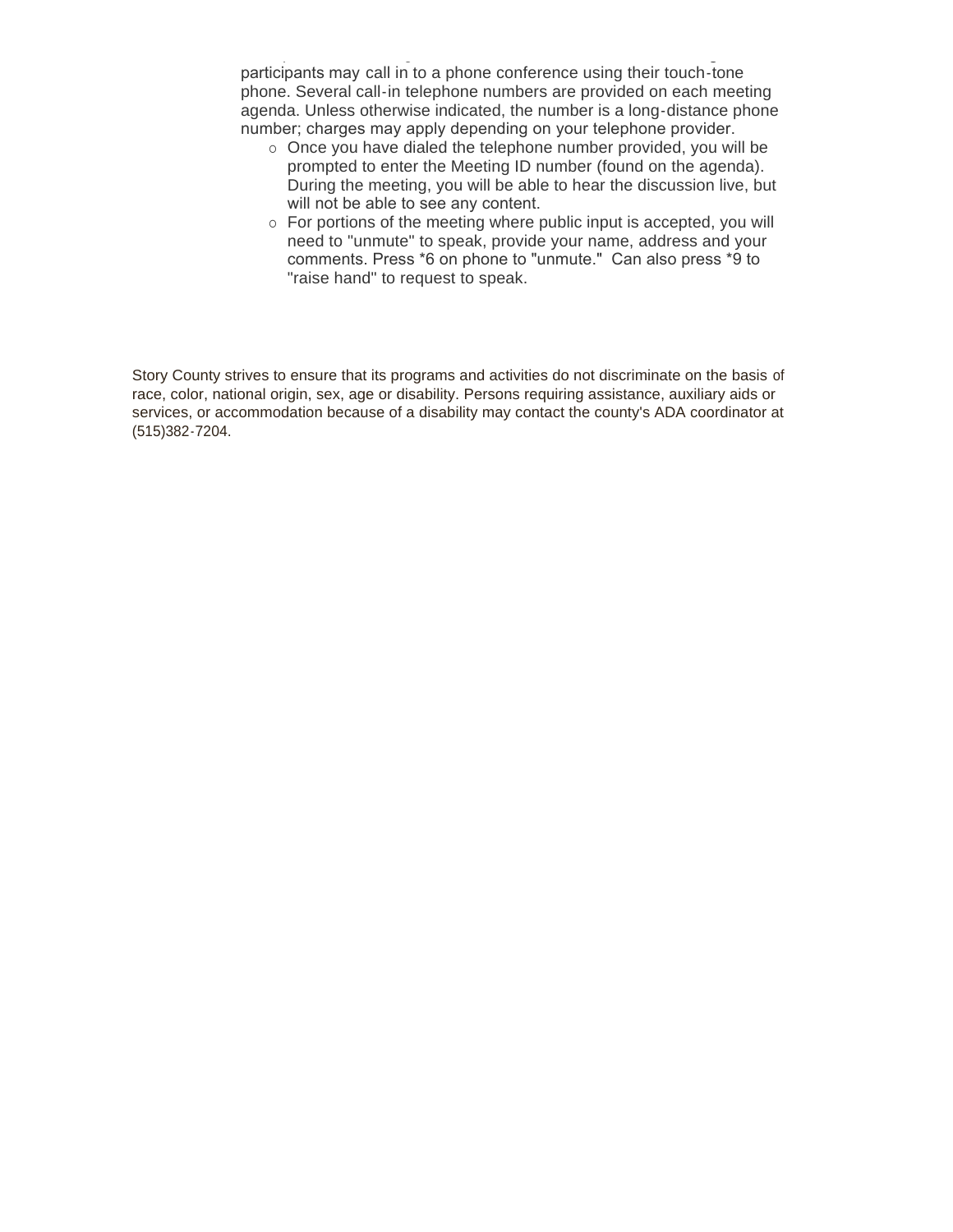participants may call in to a phone conference using their touch-tone phone. Several call-in telephone numbers are provided on each meeting agenda. Unless otherwise indicated, the number is a long-distance phone number; charges may apply depending on your telephone provider.

- Once you have dialed the telephone number provided, you will be prompted to enter the Meeting ID number (found on the agenda). During the meeting, you will be able to hear the discussion live, but will not be able to see any content.
- For portions of the meeting where public input is accepted, you will need to "unmute" to speak, provide your name, address and your comments. Press *6 on phone to "unmute." Can also press *9 to "raise hand" to request to speak.

Story County strives to ensure that its programs and activities do not discriminate on the basis of race, color, national origin, sex, age or disability. Persons requiring assistance, auxiliary aids or services, or accommodation because of a disability may contact the county's ADA coordinator at (515)382-7204.